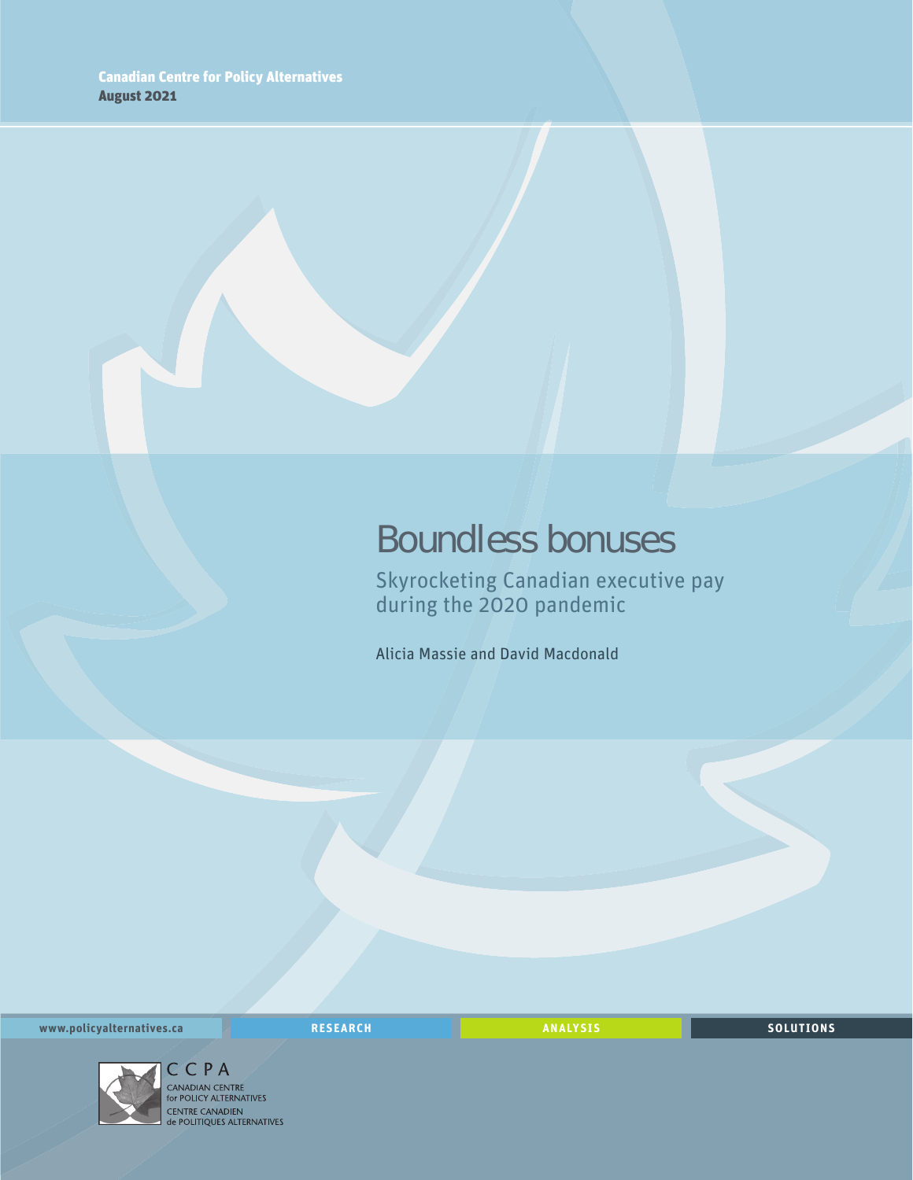**Canadian Centre for Policy Alternatives**
**August 2021**

# Boundless bonuses

## Skyrocketing Canadian executive pay during the 2020 pandemic

Alicia Massie and David Macdonald

www.policyalternatives.ca | RESEARCH | ANALYSIS | SOLUTIONS

CCPA
CANADIAN CENTRE for POLICY ALTERNATIVES
CENTRE CANADIEN de POLITIQUES ALTERNATIVES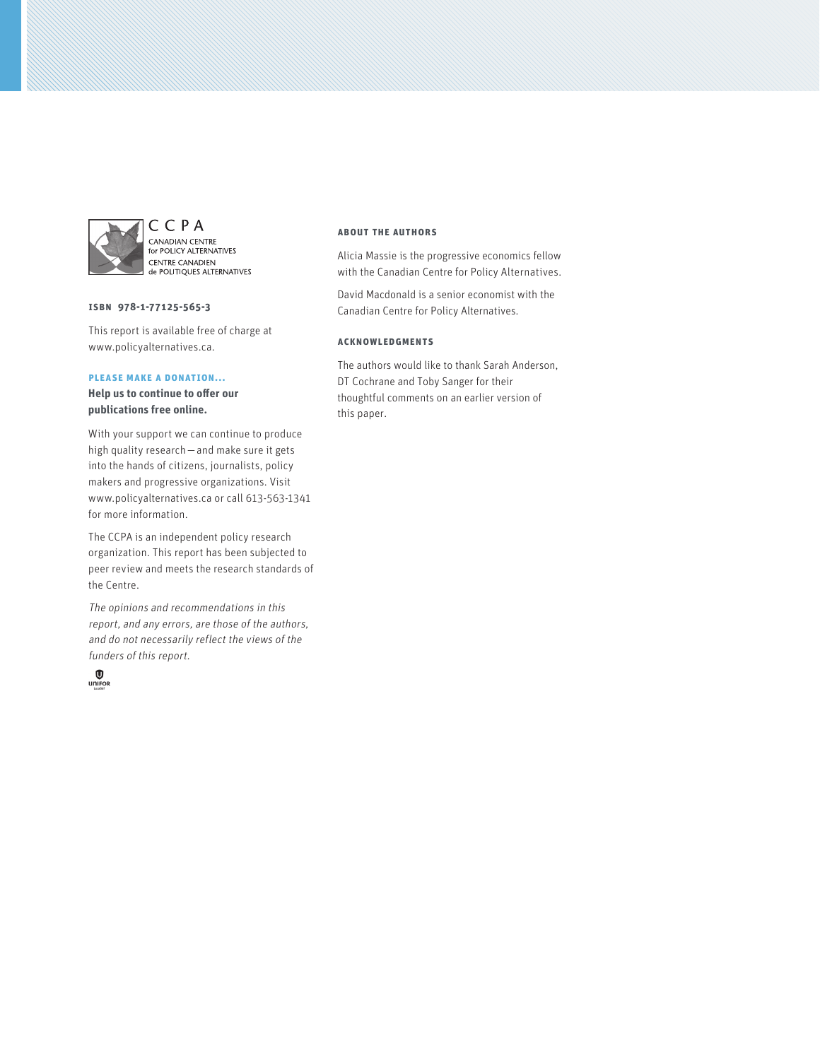CCPA
CANADIAN CENTRE for POLICY ALTERNATIVES
CENTRE CANADIEN de POLITIQUES ALTERNATIVES

**ISBN 978-1-77125-565-3**

This report is available free of charge at www.policyalternatives.ca.

**PLEASE MAKE A DONATION...**

**Help us to continue to offer our publications free online.**

With your support we can continue to produce high quality research — and make sure it gets into the hands of citizens, journalists, policy makers and progressive organizations. Visit www.policyalternatives.ca or call 613-563-1341 for more information.

The CCPA is an independent policy research organization. This report has been subjected to peer review and meets the research standards of the Centre.

*The opinions and recommendations in this report, and any errors, are those of the authors, and do not necessarily reflect the views of the funders of this report.*

UNIFOR

**ABOUT THE AUTHORS**

Alicia Massie is the progressive economics fellow with the Canadian Centre for Policy Alternatives.

David Macdonald is a senior economist with the Canadian Centre for Policy Alternatives.

**ACKNOWLEDGMENTS**

The authors would like to thank Sarah Anderson, DT Cochrane and Toby Sanger for their thoughtful comments on an earlier version of this paper.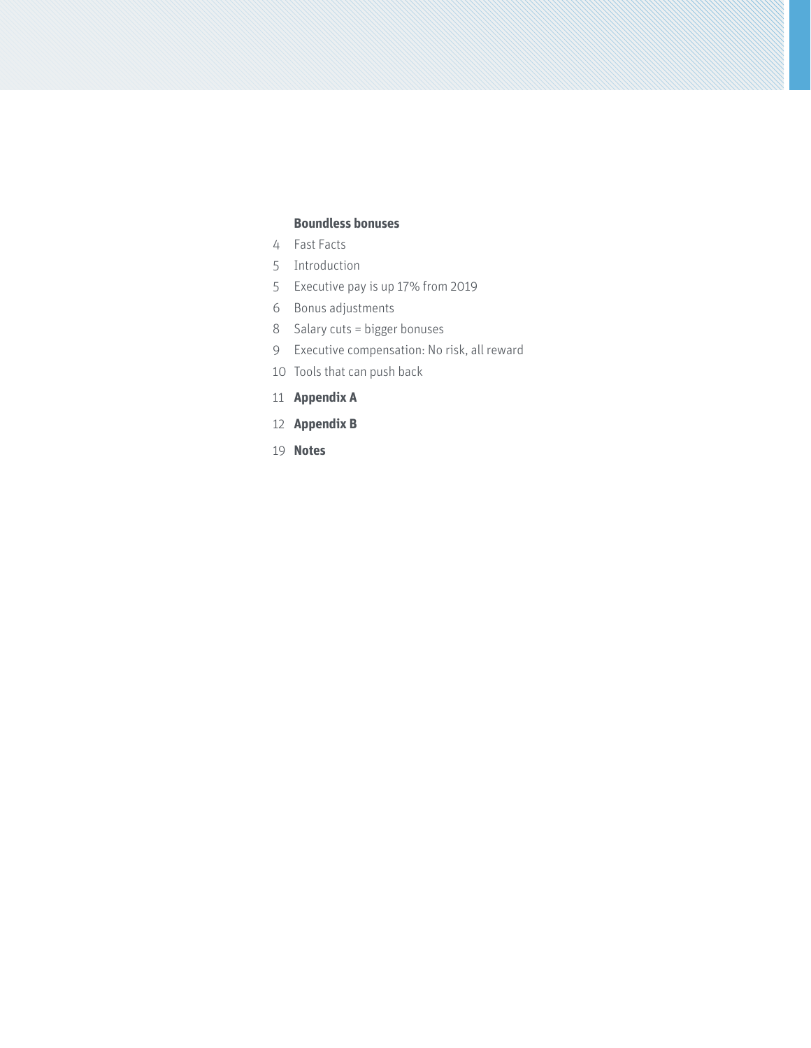**Boundless bonuses**

4 Fast Facts

5 Introduction

5 Executive pay is up 17% from 2019

6 Bonus adjustments

8 Salary cuts = bigger bonuses

9 Executive compensation: No risk, all reward

10 Tools that can push back

11 **Appendix A**

12 **Appendix B**

19 **Notes**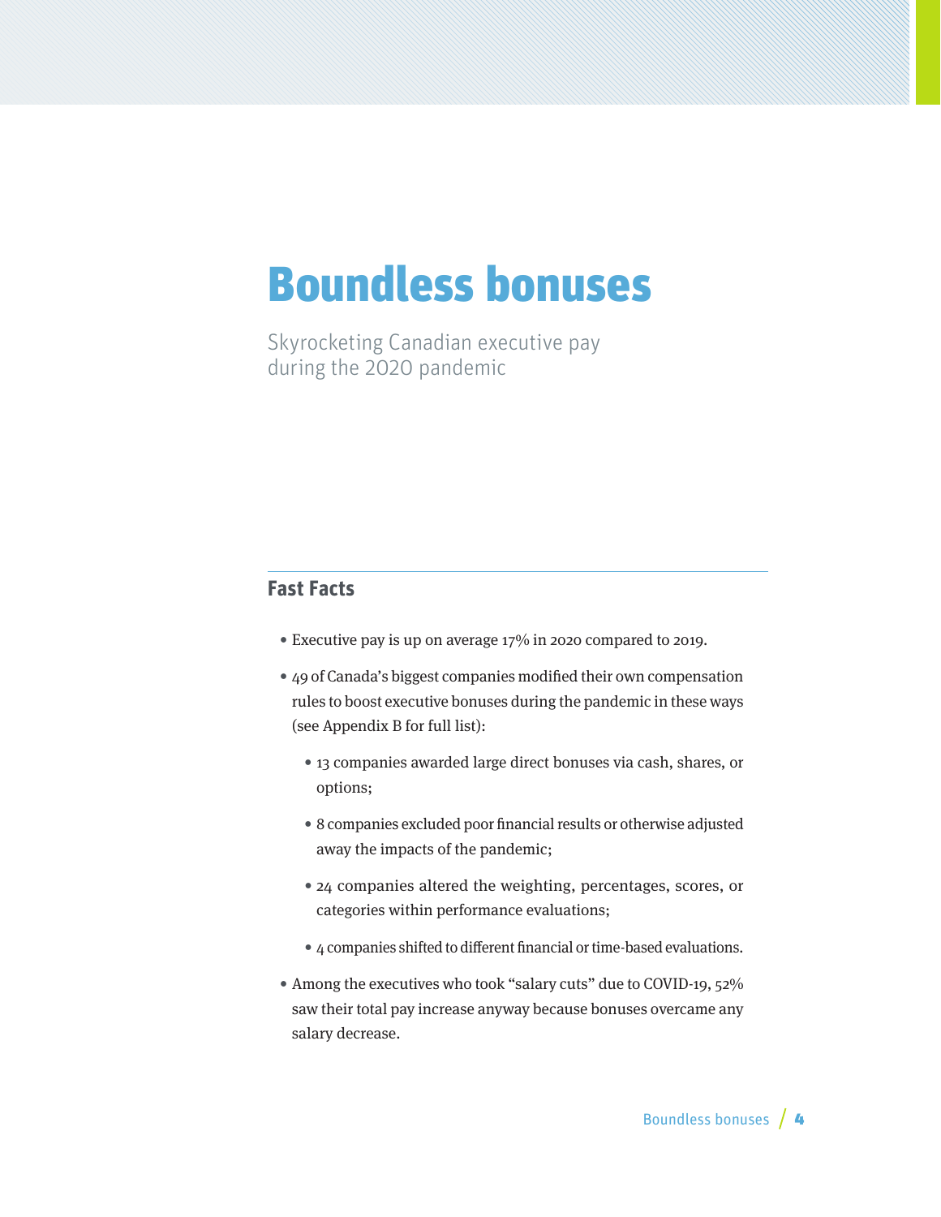# Boundless bonuses

Skyrocketing Canadian executive pay during the 2020 pandemic

## Fast Facts

- Executive pay is up on average 17% in 2020 compared to 2019.
- 49 of Canada's biggest companies modified their own compensation rules to boost executive bonuses during the pandemic in these ways (see Appendix B for full list):
  - 13 companies awarded large direct bonuses via cash, shares, or options;
  - 8 companies excluded poor financial results or otherwise adjusted away the impacts of the pandemic;
  - 24 companies altered the weighting, percentages, scores, or categories within performance evaluations;
  - 4 companies shifted to different financial or time-based evaluations.
- Among the executives who took "salary cuts" due to COVID-19, 52% saw their total pay increase anyway because bonuses overcame any salary decrease.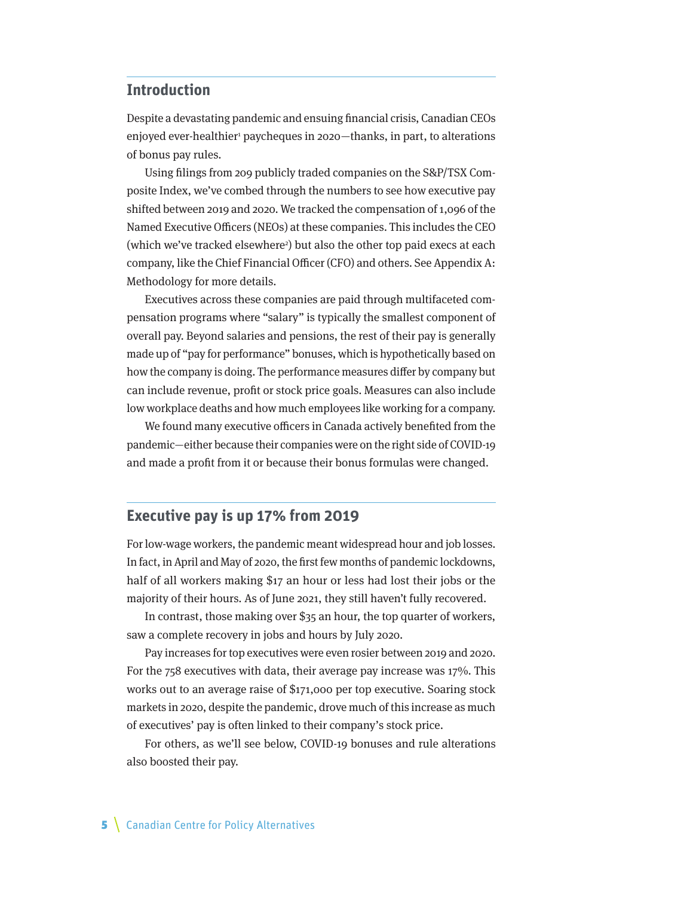## Introduction

Despite a devastating pandemic and ensuing financial crisis, Canadian CEOs enjoyed ever-healthier[1] paycheques in 2020—thanks, in part, to alterations of bonus pay rules.

Using filings from 209 publicly traded companies on the S&P/TSX Composite Index, we've combed through the numbers to see how executive pay shifted between 2019 and 2020. We tracked the compensation of 1,096 of the Named Executive Officers (NEOs) at these companies. This includes the CEO (which we've tracked elsewhere[2]) but also the other top paid execs at each company, like the Chief Financial Officer (CFO) and others. See Appendix A: Methodology for more details.

Executives across these companies are paid through multifaceted compensation programs where "salary" is typically the smallest component of overall pay. Beyond salaries and pensions, the rest of their pay is generally made up of "pay for performance" bonuses, which is hypothetically based on how the company is doing. The performance measures differ by company but can include revenue, profit or stock price goals. Measures can also include low workplace deaths and how much employees like working for a company.

We found many executive officers in Canada actively benefited from the pandemic—either because their companies were on the right side of COVID-19 and made a profit from it or because their bonus formulas were changed.

## Executive pay is up 17% from 2019

For low-wage workers, the pandemic meant widespread hour and job losses. In fact, in April and May of 2020, the first few months of pandemic lockdowns, half of all workers making $17 an hour or less had lost their jobs or the majority of their hours. As of June 2021, they still haven't fully recovered.

In contrast, those making over $35 an hour, the top quarter of workers, saw a complete recovery in jobs and hours by July 2020.

Pay increases for top executives were even rosier between 2019 and 2020. For the 758 executives with data, their average pay increase was 17%. This works out to an average raise of $171,000 per top executive. Soaring stock markets in 2020, despite the pandemic, drove much of this increase as much of executives' pay is often linked to their company's stock price.

For others, as we'll see below, COVID-19 bonuses and rule alterations also boosted their pay.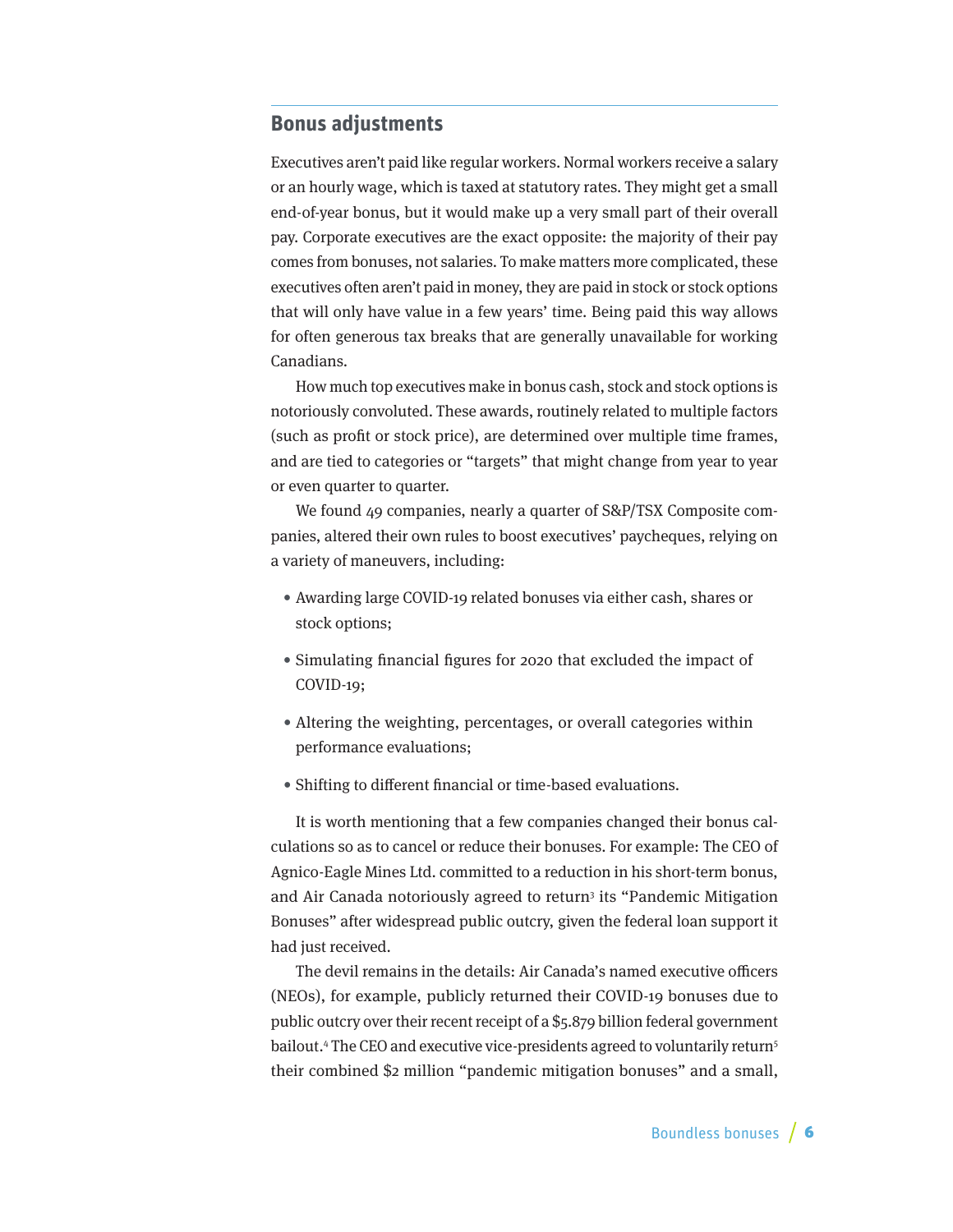## Bonus adjustments

Executives aren't paid like regular workers. Normal workers receive a salary or an hourly wage, which is taxed at statutory rates. They might get a small end-of-year bonus, but it would make up a very small part of their overall pay. Corporate executives are the exact opposite: the majority of their pay comes from bonuses, not salaries. To make matters more complicated, these executives often aren't paid in money, they are paid in stock or stock options that will only have value in a few years' time. Being paid this way allows for often generous tax breaks that are generally unavailable for working Canadians.

How much top executives make in bonus cash, stock and stock options is notoriously convoluted. These awards, routinely related to multiple factors (such as profit or stock price), are determined over multiple time frames, and are tied to categories or "targets" that might change from year to year or even quarter to quarter.

We found 49 companies, nearly a quarter of S&P/TSX Composite companies, altered their own rules to boost executives' paycheques, relying on a variety of maneuvers, including:

- Awarding large COVID-19 related bonuses via either cash, shares or stock options;
- Simulating financial figures for 2020 that excluded the impact of COVID-19;
- Altering the weighting, percentages, or overall categories within performance evaluations;
- Shifting to different financial or time-based evaluations.

It is worth mentioning that a few companies changed their bonus calculations so as to cancel or reduce their bonuses. For example: The CEO of Agnico-Eagle Mines Ltd. committed to a reduction in his short-term bonus, and Air Canada notoriously agreed to return[3] its "Pandemic Mitigation Bonuses" after widespread public outcry, given the federal loan support it had just received.

The devil remains in the details: Air Canada's named executive officers (NEOs), for example, publicly returned their COVID-19 bonuses due to public outcry over their recent receipt of a $5.879 billion federal government bailout.[4] The CEO and executive vice-presidents agreed to voluntarily return[5] their combined $2 million "pandemic mitigation bonuses" and a small,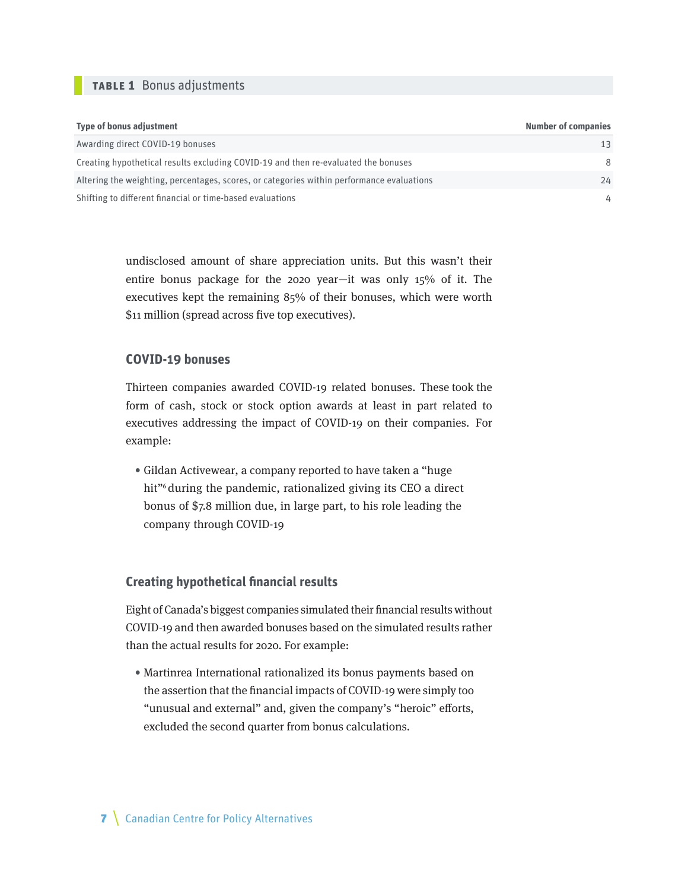**TABLE 1** Bonus adjustments

| Type of bonus adjustment | Number of companies |
|---|---|
| Awarding direct COVID-19 bonuses | 13 |
| Creating hypothetical results excluding COVID-19 and then re-evaluated the bonuses | 8 |
| Altering the weighting, percentages, scores, or categories within performance evaluations | 24 |
| Shifting to different financial or time-based evaluations | 4 |

undisclosed amount of share appreciation units. But this wasn't their entire bonus package for the 2020 year—it was only 15% of it. The executives kept the remaining 85% of their bonuses, which were worth $11 million (spread across five top executives).

### COVID-19 bonuses

Thirteen companies awarded COVID-19 related bonuses. These took the form of cash, stock or stock option awards at least in part related to executives addressing the impact of COVID-19 on their companies. For example:

- Gildan Activewear, a company reported to have taken a "huge hit"[6] during the pandemic, rationalized giving its CEO a direct bonus of $7.8 million due, in large part, to his role leading the company through COVID-19

### Creating hypothetical financial results

Eight of Canada's biggest companies simulated their financial results without COVID-19 and then awarded bonuses based on the simulated results rather than the actual results for 2020. For example:

- Martinrea International rationalized its bonus payments based on the assertion that the financial impacts of COVID-19 were simply too "unusual and external" and, given the company's "heroic" efforts, excluded the second quarter from bonus calculations.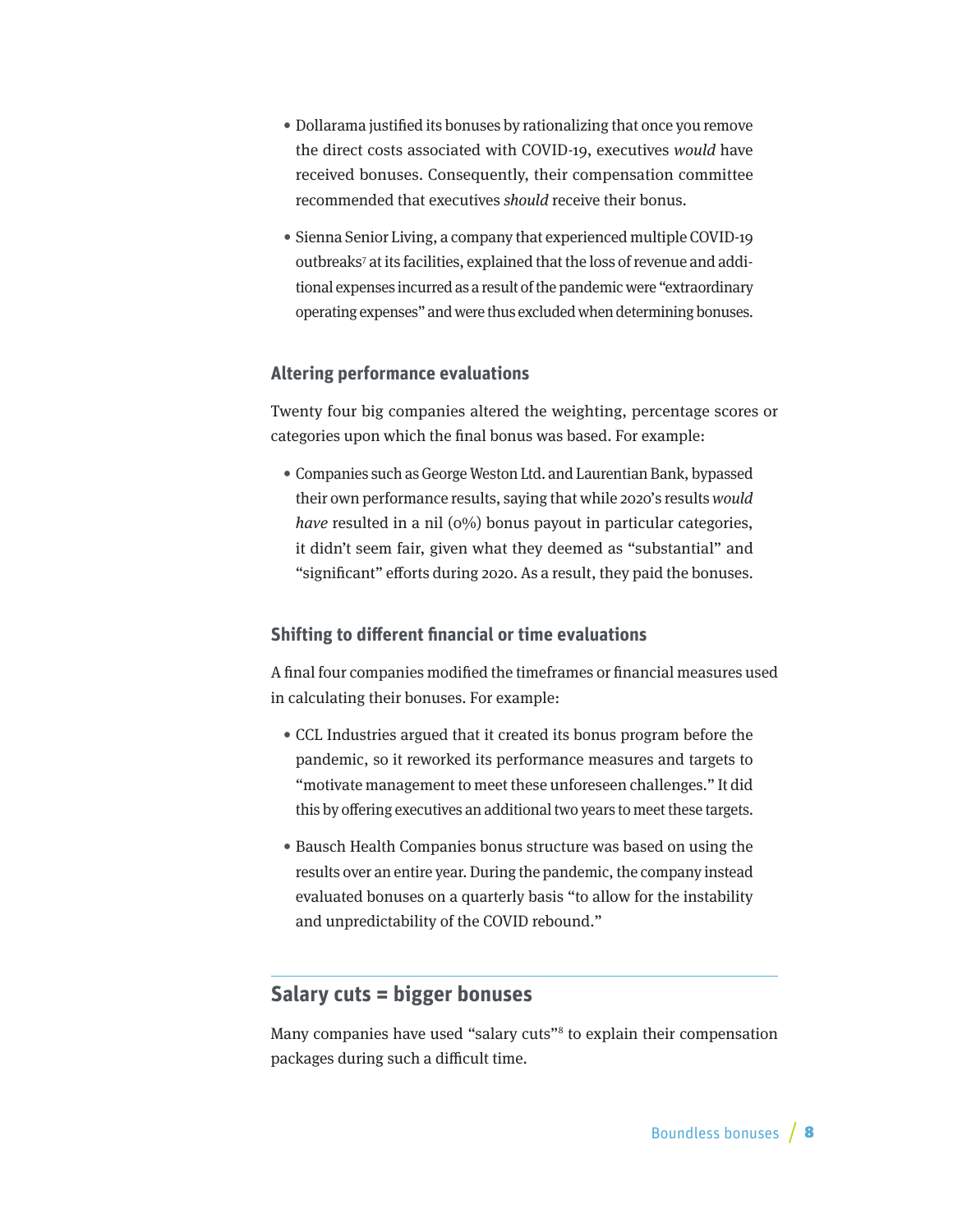- Dollarama justified its bonuses by rationalizing that once you remove the direct costs associated with COVID-19, executives *would* have received bonuses. Consequently, their compensation committee recommended that executives *should* receive their bonus.
- Sienna Senior Living, a company that experienced multiple COVID-19 outbreaks[7] at its facilities, explained that the loss of revenue and additional expenses incurred as a result of the pandemic were "extraordinary operating expenses" and were thus excluded when determining bonuses.

### Altering performance evaluations

Twenty four big companies altered the weighting, percentage scores or categories upon which the final bonus was based. For example:

- Companies such as George Weston Ltd. and Laurentian Bank, bypassed their own performance results, saying that while 2020's results *would have* resulted in a nil (0%) bonus payout in particular categories, it didn't seem fair, given what they deemed as "substantial" and "significant" efforts during 2020. As a result, they paid the bonuses.

### Shifting to different financial or time evaluations

A final four companies modified the timeframes or financial measures used in calculating their bonuses. For example:

- CCL Industries argued that it created its bonus program before the pandemic, so it reworked its performance measures and targets to "motivate management to meet these unforeseen challenges." It did this by offering executives an additional two years to meet these targets.
- Bausch Health Companies bonus structure was based on using the results over an entire year. During the pandemic, the company instead evaluated bonuses on a quarterly basis "to allow for the instability and unpredictability of the COVID rebound."

## Salary cuts = bigger bonuses

Many companies have used "salary cuts"[8] to explain their compensation packages during such a difficult time.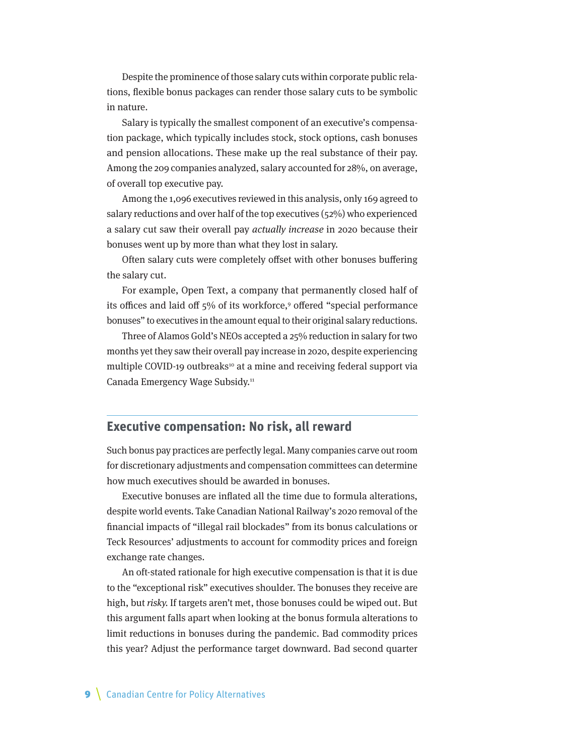Despite the prominence of those salary cuts within corporate public relations, flexible bonus packages can render those salary cuts to be symbolic in nature.

Salary is typically the smallest component of an executive's compensation package, which typically includes stock, stock options, cash bonuses and pension allocations. These make up the real substance of their pay. Among the 209 companies analyzed, salary accounted for 28%, on average, of overall top executive pay.

Among the 1,096 executives reviewed in this analysis, only 169 agreed to salary reductions and over half of the top executives (52%) who experienced a salary cut saw their overall pay *actually increase* in 2020 because their bonuses went up by more than what they lost in salary.

Often salary cuts were completely offset with other bonuses buffering the salary cut.

For example, Open Text, a company that permanently closed half of its offices and laid off 5% of its workforce,[9] offered "special performance bonuses" to executives in the amount equal to their original salary reductions.

Three of Alamos Gold's NEOs accepted a 25% reduction in salary for two months yet they saw their overall pay increase in 2020, despite experiencing multiple COVID-19 outbreaks[10] at a mine and receiving federal support via Canada Emergency Wage Subsidy.[11]

## Executive compensation: No risk, all reward

Such bonus pay practices are perfectly legal. Many companies carve out room for discretionary adjustments and compensation committees can determine how much executives should be awarded in bonuses.

Executive bonuses are inflated all the time due to formula alterations, despite world events. Take Canadian National Railway's 2020 removal of the financial impacts of "illegal rail blockades" from its bonus calculations or Teck Resources' adjustments to account for commodity prices and foreign exchange rate changes.

An oft-stated rationale for high executive compensation is that it is due to the "exceptional risk" executives shoulder. The bonuses they receive are high, but *risky*. If targets aren't met, those bonuses could be wiped out. But this argument falls apart when looking at the bonus formula alterations to limit reductions in bonuses during the pandemic. Bad commodity prices this year? Adjust the performance target downward. Bad second quarter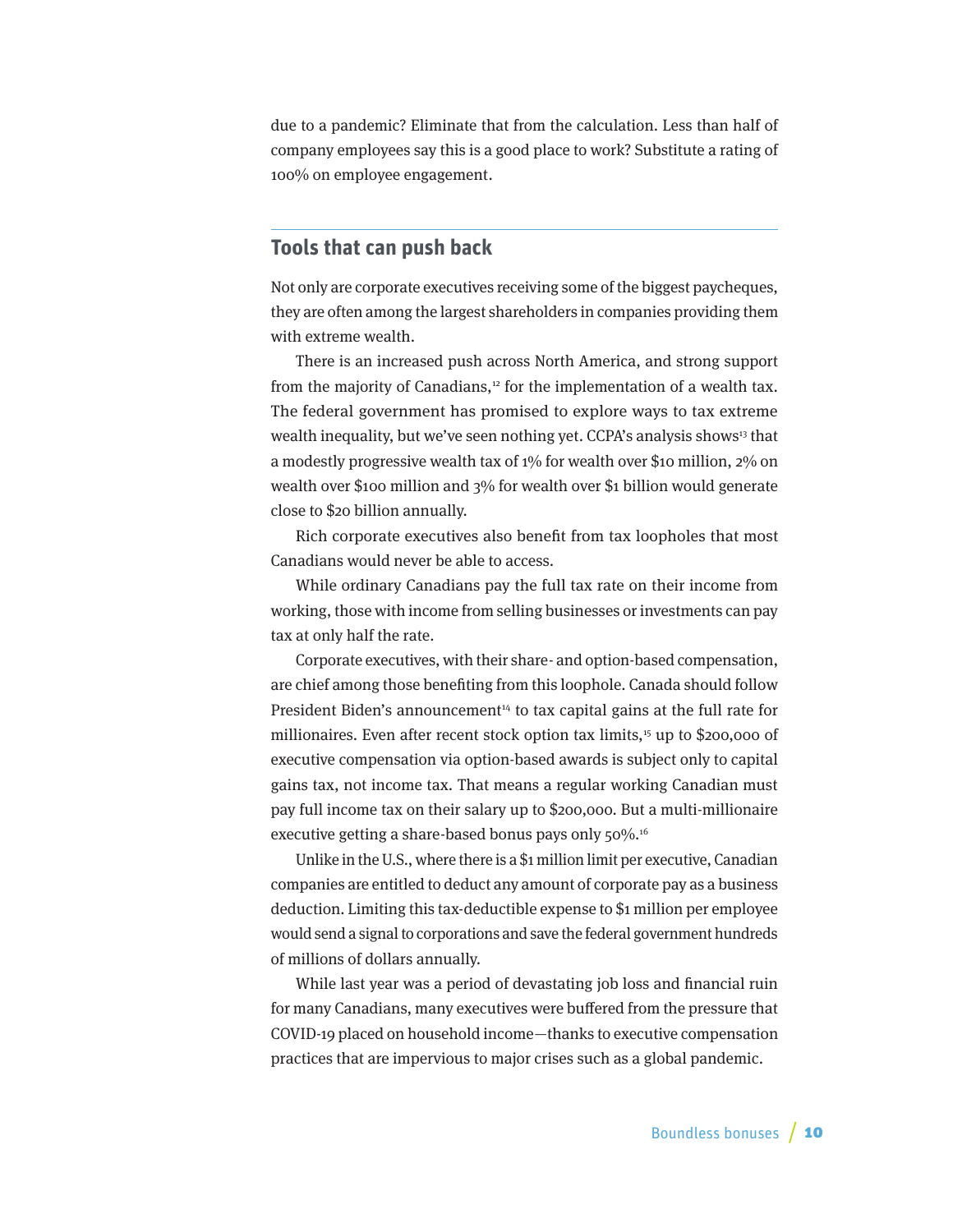due to a pandemic? Eliminate that from the calculation. Less than half of company employees say this is a good place to work? Substitute a rating of 100% on employee engagement.

## Tools that can push back

Not only are corporate executives receiving some of the biggest paycheques, they are often among the largest shareholders in companies providing them with extreme wealth.

There is an increased push across North America, and strong support from the majority of Canadians,[12] for the implementation of a wealth tax. The federal government has promised to explore ways to tax extreme wealth inequality, but we've seen nothing yet. CCPA's analysis shows[13] that a modestly progressive wealth tax of 1% for wealth over $10 million, 2% on wealth over $100 million and 3% for wealth over $1 billion would generate close to $20 billion annually.

Rich corporate executives also benefit from tax loopholes that most Canadians would never be able to access.

While ordinary Canadians pay the full tax rate on their income from working, those with income from selling businesses or investments can pay tax at only half the rate.

Corporate executives, with their share- and option-based compensation, are chief among those benefiting from this loophole. Canada should follow President Biden's announcement[14] to tax capital gains at the full rate for millionaires. Even after recent stock option tax limits,[15] up to $200,000 of executive compensation via option-based awards is subject only to capital gains tax, not income tax. That means a regular working Canadian must pay full income tax on their salary up to $200,000. But a multi-millionaire executive getting a share-based bonus pays only 50%.[16]

Unlike in the U.S., where there is a $1 million limit per executive, Canadian companies are entitled to deduct any amount of corporate pay as a business deduction. Limiting this tax-deductible expense to $1 million per employee would send a signal to corporations and save the federal government hundreds of millions of dollars annually.

While last year was a period of devastating job loss and financial ruin for many Canadians, many executives were buffered from the pressure that COVID-19 placed on household income—thanks to executive compensation practices that are impervious to major crises such as a global pandemic.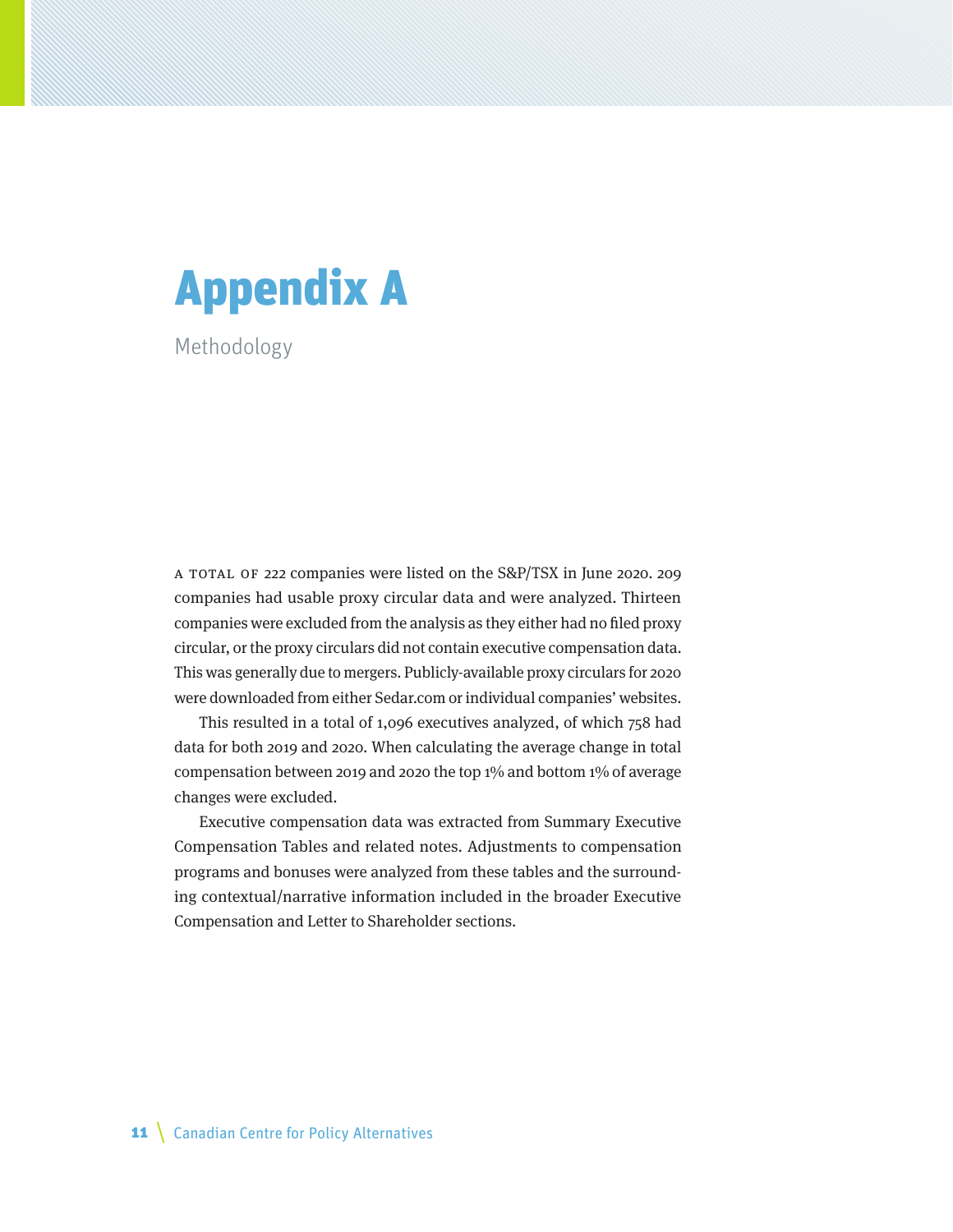# Appendix A

## Methodology

A total of 222 companies were listed on the S&P/TSX in June 2020. 209 companies had usable proxy circular data and were analyzed. Thirteen companies were excluded from the analysis as they either had no filed proxy circular, or the proxy circulars did not contain executive compensation data. This was generally due to mergers. Publicly-available proxy circulars for 2020 were downloaded from either Sedar.com or individual companies' websites.

This resulted in a total of 1,096 executives analyzed, of which 758 had data for both 2019 and 2020. When calculating the average change in total compensation between 2019 and 2020 the top 1% and bottom 1% of average changes were excluded.

Executive compensation data was extracted from Summary Executive Compensation Tables and related notes. Adjustments to compensation programs and bonuses were analyzed from these tables and the surrounding contextual/narrative information included in the broader Executive Compensation and Letter to Shareholder sections.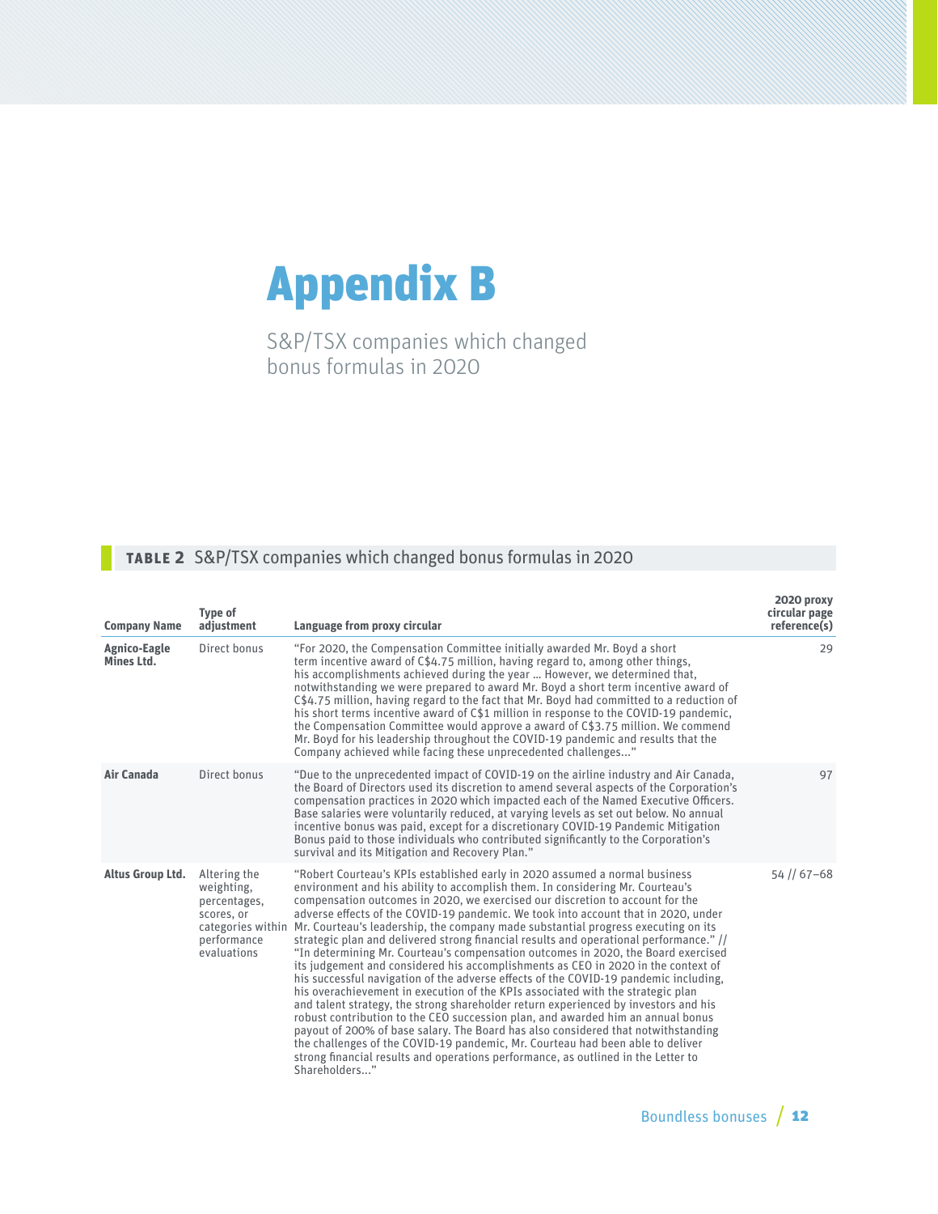# Appendix B

S&P/TSX companies which changed bonus formulas in 2020

**TABLE 2** S&P/TSX companies which changed bonus formulas in 2020

| Company Name | Type of adjustment | Language from proxy circular | 2020 proxy circular page reference(s) |
|---|---|---|---|
| **Agnico-Eagle Mines Ltd.** | Direct bonus | "For 2020, the Compensation Committee initially awarded Mr. Boyd a short term incentive award of C$4.75 million, having regard to, among other things, his accomplishments achieved during the year … However, we determined that, notwithstanding we were prepared to award Mr. Boyd a short term incentive award of C$4.75 million, having regard to the fact that Mr. Boyd had committed to a reduction of his short terms incentive award of C$1 million in response to the COVID-19 pandemic, the Compensation Committee would approve a award of C$3.75 million. We commend Mr. Boyd for his leadership throughout the COVID-19 pandemic and results that the Company achieved while facing these unprecedented challenges…" | 29 |
| **Air Canada** | Direct bonus | "Due to the unprecedented impact of COVID-19 on the airline industry and Air Canada, the Board of Directors used its discretion to amend several aspects of the Corporation's compensation practices in 2020 which impacted each of the Named Executive Officers. Base salaries were voluntarily reduced, at varying levels as set out below. No annual incentive bonus was paid, except for a discretionary COVID-19 Pandemic Mitigation Bonus paid to those individuals who contributed significantly to the Corporation's survival and its Mitigation and Recovery Plan." | 97 |
| **Altus Group Ltd.** | Altering the weighting, percentages, scores, or categories within performance evaluations | "Robert Courteau's KPIs established early in 2020 assumed a normal business environment and his ability to accomplish them. In considering Mr. Courteau's compensation outcomes in 2020, we exercised our discretion to account for the adverse effects of the COVID-19 pandemic. We took into account that in 2020, under Mr. Courteau's leadership, the company made substantial progress executing on its strategic plan and delivered strong financial results and operational performance." // "In determining Mr. Courteau's compensation outcomes in 2020, the Board exercised its judgement and considered his accomplishments as CEO in 2020 in the context of his successful navigation of the adverse effects of the COVID-19 pandemic including, his overachievement in execution of the KPIs associated with the strategic plan and talent strategy, the strong shareholder return experienced by investors and his robust contribution to the CEO succession plan, and awarded him an annual bonus payout of 200% of base salary. The Board has also considered that notwithstanding the challenges of the COVID-19 pandemic, Mr. Courteau had been able to deliver strong financial results and operations performance, as outlined in the Letter to Shareholders…" | 54 // 67–68 |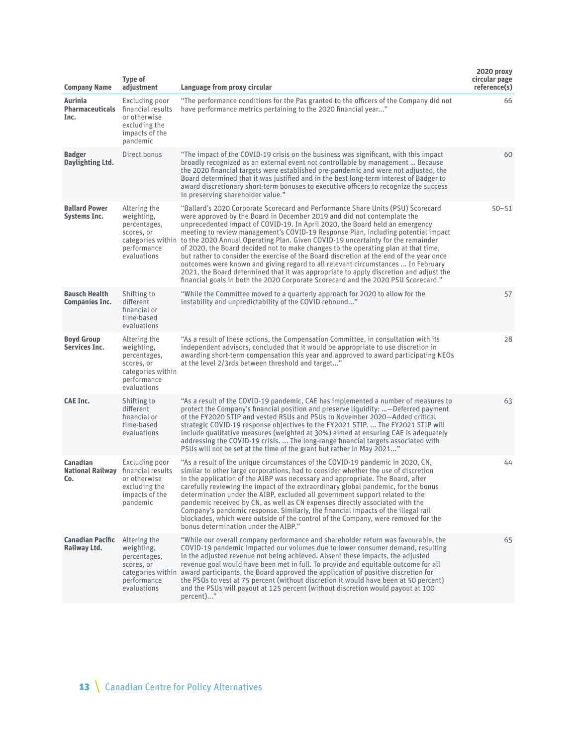| Company Name | Type of adjustment | Language from proxy circular | 2020 proxy circular page reference(s) |
|---|---|---|---|
| **Aurinia Pharmaceuticals Inc.** | Excluding poor financial results or otherwise excluding the impacts of the pandemic | "The performance conditions for the Pas granted to the officers of the Company did not have performance metrics pertaining to the 2020 financial year..." | 66 |
| **Badger Daylighting Ltd.** | Direct bonus | "The impact of the COVID-19 crisis on the business was significant, with this impact broadly recognized as an external event not controllable by management … Because the 2020 financial targets were established pre-pandemic and were not adjusted, the Board determined that it was justified and in the best long-term interest of Badger to award discretionary short-term bonuses to executive officers to recognize the success in preserving shareholder value." | 60 |
| **Ballard Power Systems Inc.** | Altering the weighting, percentages, scores, or categories within performance evaluations | "Ballard's 2020 Corporate Scorecard and Performance Share Units (PSU) Scorecard were approved by the Board in December 2019 and did not contemplate the unprecedented impact of COVID-19. In April 2020, the Board held an emergency meeting to review management's COVID-19 Response Plan, including potential impact to the 2020 Annual Operating Plan. Given COVID-19 uncertainty for the remainder of 2020, the Board decided not to make changes to the operating plan at that time, but rather to consider the exercise of the Board discretion at the end of the year once outcomes were known and giving regard to all relevant circumstances … In February 2021, the Board determined that it was appropriate to apply discretion and adjust the financial goals in both the 2020 Corporate Scorecard and the 2020 PSU Scorecard." | 50–51 |
| **Bausch Health Companies Inc.** | Shifting to different financial or time-based evaluations | "While the Committee moved to a quarterly approach for 2020 to allow for the instability and unpredictability of the COVID rebound..." | 57 |
| **Boyd Group Services Inc.** | Altering the weighting, percentages, scores, or categories within performance evaluations | "As a result of these actions, the Compensation Committee, in consultation with its independent advisors, concluded that it would be appropriate to use discretion in awarding short-term compensation this year and approved to award participating NEOs at the level 2/3rds between threshold and target..." | 28 |
| **CAE Inc.** | Shifting to different financial or time-based evaluations | "As a result of the COVID-19 pandemic, CAE has implemented a number of measures to protect the Company's financial position and preserve liquidity: ...—Deferred payment of the FY2020 STIP and vested RSUs and PSUs to November 2020—Added critical strategic COVID-19 response objectives to the FY2021 STIP. ... The FY2021 STIP will include qualitative measures (weighted at 30%) aimed at ensuring CAE is adequately addressing the COVID-19 crisis. ... The long-range financial targets associated with PSUs will not be set at the time of the grant but rather in May 2021..." | 63 |
| **Canadian National Railway Co.** | Excluding poor financial results or otherwise excluding the impacts of the pandemic | "As a result of the unique circumstances of the COVID-19 pandemic in 2020, CN, similar to other large corporations, had to consider whether the use of discretion in the application of the AIBP was necessary and appropriate. The Board, after carefully reviewing the impact of the extraordinary global pandemic, for the bonus determination under the AIBP, excluded all government support related to the pandemic received by CN, as well as CN expenses directly associated with the Company's pandemic response. Similarly, the financial impacts of the illegal rail blockades, which were outside of the control of the Company, were removed for the bonus determination under the AIBP." | 44 |
| **Canadian Pacific Railway Ltd.** | Altering the weighting, percentages, scores, or categories within performance evaluations | "While our overall company performance and shareholder return was favourable, the COVID-19 pandemic impacted our volumes due to lower consumer demand, resulting in the adjusted revenue not being achieved. Absent these impacts, the adjusted revenue goal would have been met in full. To provide and equitable outcome for all award participants, the Board approved the application of positive discretion for the PSOs to vest at 75 percent (without discretion it would have been at 50 percent) and the PSUs will payout at 125 percent (without discretion would payout at 100 percent)..." | 65 |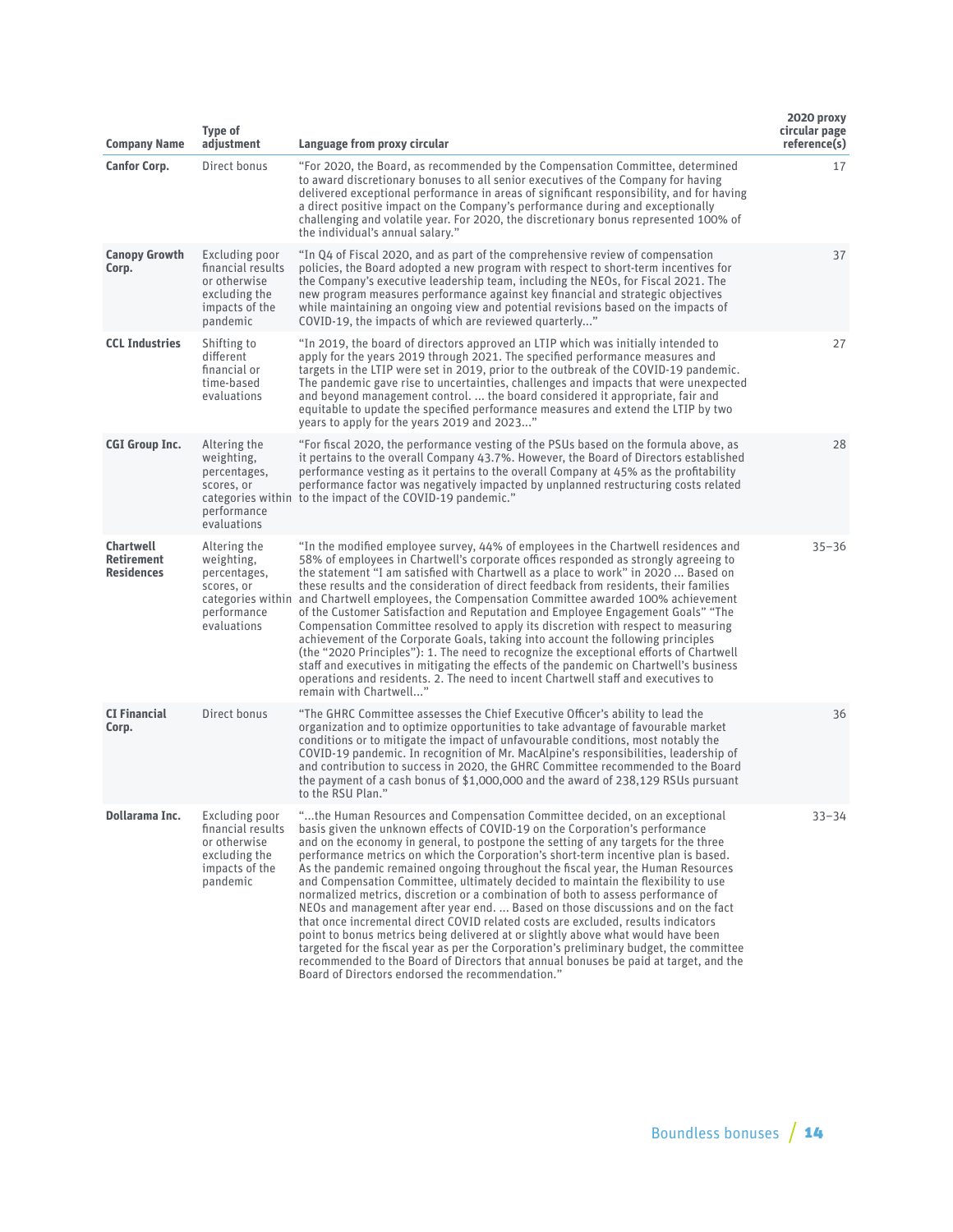| Company Name | Type of adjustment | Language from proxy circular | 2020 proxy circular page reference(s) |
|---|---|---|---|
| **Canfor Corp.** | Direct bonus | "For 2020, the Board, as recommended by the Compensation Committee, determined to award discretionary bonuses to all senior executives of the Company for having delivered exceptional performance in areas of significant responsibility, and for having a direct positive impact on the Company's performance during and exceptionally challenging and volatile year. For 2020, the discretionary bonus represented 100% of the individual's annual salary." | 17 |
| **Canopy Growth Corp.** | Excluding poor financial results or otherwise excluding the impacts of the pandemic | "In Q4 of Fiscal 2020, and as part of the comprehensive review of compensation policies, the Board adopted a new program with respect to short-term incentives for the Company's executive leadership team, including the NEOs, for Fiscal 2021. The new program measures performance against key financial and strategic objectives while maintaining an ongoing view and potential revisions based on the impacts of COVID-19, the impacts of which are reviewed quarterly..." | 37 |
| **CCL Industries** | Shifting to different financial or time-based evaluations | "In 2019, the board of directors approved an LTIP which was initially intended to apply for the years 2019 through 2021. The specified performance measures and targets in the LTIP were set in 2019, prior to the outbreak of the COVID-19 pandemic. The pandemic gave rise to uncertainties, challenges and impacts that were unexpected and beyond management control. ... the board considered it appropriate, fair and equitable to update the specified performance measures and extend the LTIP by two years to apply for the years 2019 and 2023..." | 27 |
| **CGI Group Inc.** | Altering the weighting, percentages, scores, or categories within performance evaluations | "For fiscal 2020, the performance vesting of the PSUs based on the formula above, as it pertains to the overall Company 43.7%. However, the Board of Directors established performance vesting as it pertains to the overall Company at 45% as the profitability performance factor was negatively impacted by unplanned restructuring costs related to the impact of the COVID-19 pandemic." | 28 |
| **Chartwell Retirement Residences** | Altering the weighting, percentages, scores, or categories within performance evaluations | "In the modified employee survey, 44% of employees in the Chartwell residences and 58% of employees in Chartwell's corporate offices responded as strongly agreeing to the statement "I am satisfied with Chartwell as a place to work" in 2020 ... Based on these results and the consideration of direct feedback from residents, their families and Chartwell employees, the Compensation Committee awarded 100% achievement of the Customer Satisfaction and Reputation and Employee Engagement Goals" "The Compensation Committee resolved to apply its discretion with respect to measuring achievement of the Corporate Goals, taking into account the following principles (the "2020 Principles"): 1. The need to recognize the exceptional efforts of Chartwell staff and executives in mitigating the effects of the pandemic on Chartwell's business operations and residents. 2. The need to incent Chartwell staff and executives to remain with Chartwell..." | 35–36 |
| **CI Financial Corp.** | Direct bonus | "The GHRC Committee assesses the Chief Executive Officer's ability to lead the organization and to optimize opportunities to take advantage of favourable market conditions or to mitigate the impact of unfavourable conditions, most notably the COVID-19 pandemic. In recognition of Mr. MacAlpine's responsibilities, leadership of and contribution to success in 2020, the GHRC Committee recommended to the Board the payment of a cash bonus of $1,000,000 and the award of 238,129 RSUs pursuant to the RSU Plan." | 36 |
| **Dollarama Inc.** | Excluding poor financial results or otherwise excluding the impacts of the pandemic | "...the Human Resources and Compensation Committee decided, on an exceptional basis given the unknown effects of COVID-19 on the Corporation's performance and on the economy in general, to postpone the setting of any targets for the three performance metrics on which the Corporation's short-term incentive plan is based. As the pandemic remained ongoing throughout the fiscal year, the Human Resources and Compensation Committee, ultimately decided to maintain the flexibility to use normalized metrics, discretion or a combination of both to assess performance of NEOs and management after year end. ... Based on those discussions and on the fact that once incremental direct COVID related costs are excluded, results indicators point to bonus metrics being delivered at or slightly above what would have been targeted for the fiscal year as per the Corporation's preliminary budget, the committee recommended to the Board of Directors that annual bonuses be paid at target, and the Board of Directors endorsed the recommendation." | 33–34 |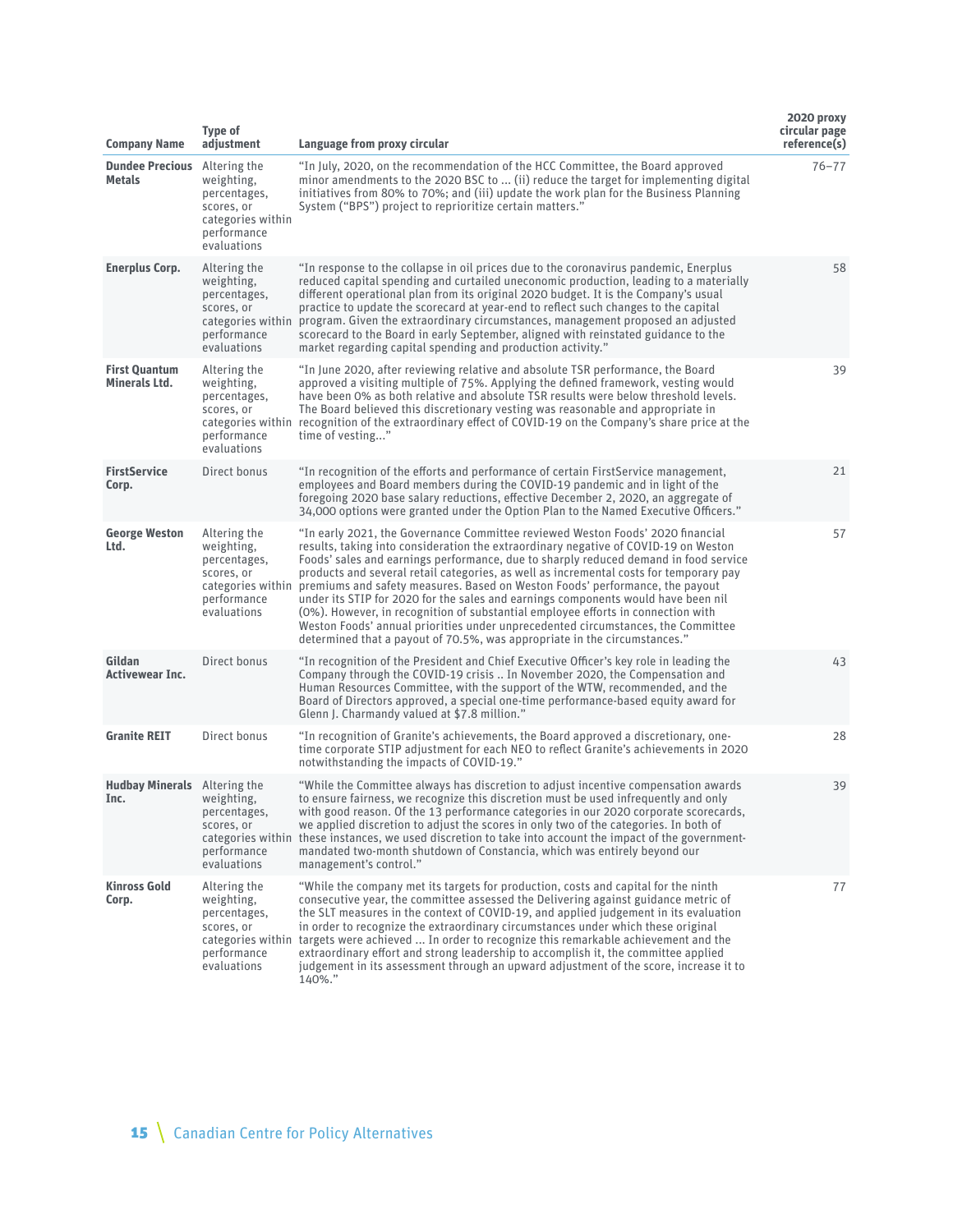| Company Name | Type of adjustment | Language from proxy circular | 2020 proxy circular page reference(s) |
|---|---|---|---|
| **Dundee Precious Metals** | Altering the weighting, percentages, scores, or categories within performance evaluations | "In July, 2020, on the recommendation of the HCC Committee, the Board approved minor amendments to the 2020 BSC to ... (ii) reduce the target for implementing digital initiatives from 80% to 70%; and (iii) update the work plan for the Business Planning System ("BPS") project to reprioritize certain matters." | 76–77 |
| **Enerplus Corp.** | Altering the weighting, percentages, scores, or categories within performance evaluations | "In response to the collapse in oil prices due to the coronavirus pandemic, Enerplus reduced capital spending and curtailed uneconomic production, leading to a materially different operational plan from its original 2020 budget. It is the Company's usual practice to update the scorecard at year-end to reflect such changes to the capital program. Given the extraordinary circumstances, management proposed an adjusted scorecard to the Board in early September, aligned with reinstated guidance to the market regarding capital spending and production activity." | 58 |
| **First Quantum Minerals Ltd.** | Altering the weighting, percentages, scores, or categories within performance evaluations | "In June 2020, after reviewing relative and absolute TSR performance, the Board approved a visiting multiple of 75%. Applying the defined framework, vesting would have been 0% as both relative and absolute TSR results were below threshold levels. The Board believed this discretionary vesting was reasonable and appropriate in recognition of the extraordinary effect of COVID-19 on the Company's share price at the time of vesting..." | 39 |
| **FirstService Corp.** | Direct bonus | "In recognition of the efforts and performance of certain FirstService management, employees and Board members during the COVID-19 pandemic and in light of the foregoing 2020 base salary reductions, effective December 2, 2020, an aggregate of 34,000 options were granted under the Option Plan to the Named Executive Officers." | 21 |
| **George Weston Ltd.** | Altering the weighting, percentages, scores, or categories within performance evaluations | "In early 2021, the Governance Committee reviewed Weston Foods' 2020 financial results, taking into consideration the extraordinary negative of COVID-19 on Weston Foods' sales and earnings performance, due to sharply reduced demand in food service products and several retail categories, as well as incremental costs for temporary pay premiums and safety measures. Based on Weston Foods' performance, the payout under its STIP for 2020 for the sales and earnings components would have been nil (0%). However, in recognition of substantial employee efforts in connection with Weston Foods' annual priorities under unprecedented circumstances, the Committee determined that a payout of 70.5%, was appropriate in the circumstances." | 57 |
| **Gildan Activewear Inc.** | Direct bonus | "In recognition of the President and Chief Executive Officer's key role in leading the Company through the COVID-19 crisis .. In November 2020, the Compensation and Human Resources Committee, with the support of the WTW, recommended, and the Board of Directors approved, a special one-time performance-based equity award for Glenn J. Charmandy valued at $7.8 million." | 43 |
| **Granite REIT** | Direct bonus | "In recognition of Granite's achievements, the Board approved a discretionary, one-time corporate STIP adjustment for each NEO to reflect Granite's achievements in 2020 notwithstanding the impacts of COVID-19." | 28 |
| **Hudbay Minerals Inc.** | Altering the weighting, percentages, scores, or categories within performance evaluations | "While the Committee always has discretion to adjust incentive compensation awards to ensure fairness, we recognize this discretion must be used infrequently and only with good reason. Of the 13 performance categories in our 2020 corporate scorecards, we applied discretion to adjust the scores in only two of the categories. In both of these instances, we used discretion to take into account the impact of the government-mandated two-month shutdown of Constancia, which was entirely beyond our management's control." | 39 |
| **Kinross Gold Corp.** | Altering the weighting, percentages, scores, or categories within performance evaluations | "While the company met its targets for production, costs and capital for the ninth consecutive year, the committee assessed the Delivering against guidance metric of the SLT measures in the context of COVID-19, and applied judgement in its evaluation in order to recognize the extraordinary circumstances under which these original targets were achieved ... In order to recognize this remarkable achievement and the extraordinary effort and strong leadership to accomplish it, the committee applied judgement in its assessment through an upward adjustment of the score, increase it to 140%." | 77 |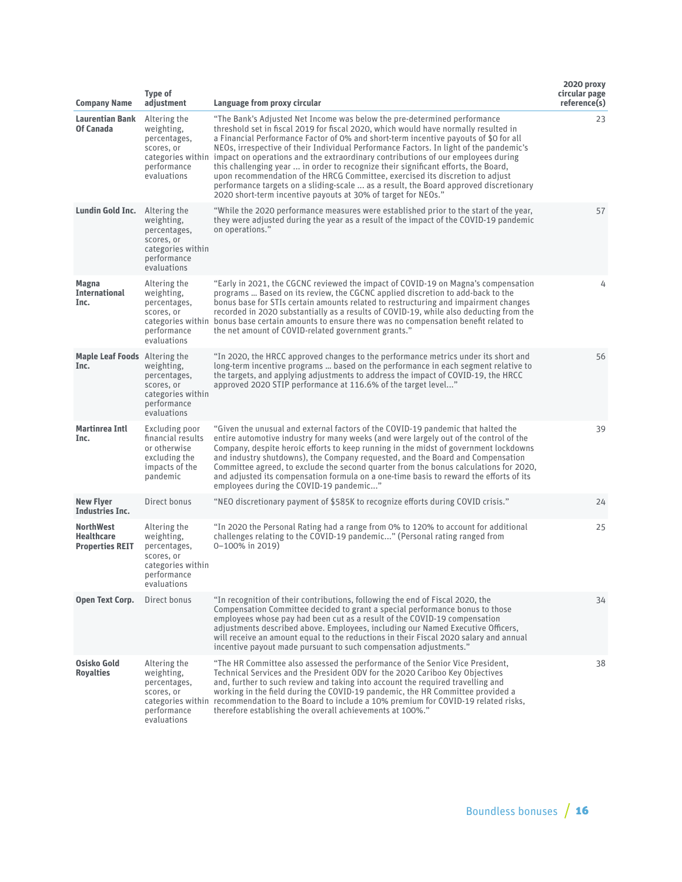| Company Name | Type of adjustment | Language from proxy circular | 2020 proxy circular page reference(s) |
|---|---|---|---|
| **Laurentian Bank Of Canada** | Altering the weighting, percentages, scores, or categories within performance evaluations | "The Bank's Adjusted Net Income was below the pre-determined performance threshold set in fiscal 2019 for fiscal 2020, which would have normally resulted in a Financial Performance Factor of 0% and short-term incentive payouts of $0 for all NEOs, irrespective of their Individual Performance Factors. In light of the pandemic's impact on operations and the extraordinary contributions of our employees during this challenging year ... in order to recognize their significant efforts, the Board, upon recommendation of the HRCG Committee, exercised its discretion to adjust performance targets on a sliding-scale ... as a result, the Board approved discretionary 2020 short-term incentive payouts at 30% of target for NEOs." | 23 |
| **Lundin Gold Inc.** | Altering the weighting, percentages, scores, or categories within performance evaluations | "While the 2020 performance measures were established prior to the start of the year, they were adjusted during the year as a result of the impact of the COVID-19 pandemic on operations." | 57 |
| **Magna International Inc.** | Altering the weighting, percentages, scores, or categories within performance evaluations | "Early in 2021, the CGCNC reviewed the impact of COVID-19 on Magna's compensation programs ... Based on its review, the CGCNC applied discretion to add-back to the bonus base for STIs certain amounts related to restructuring and impairment changes recorded in 2020 substantially as a results of COVID-19, while also deducting from the bonus base certain amounts to ensure there was no compensation benefit related to the net amount of COVID-related government grants." | 4 |
| **Maple Leaf Foods Inc.** | Altering the weighting, percentages, scores, or categories within performance evaluations | "In 2020, the HRCC approved changes to the performance metrics under its short and long-term incentive programs ... based on the performance in each segment relative to the targets, and applying adjustments to address the impact of COVID-19, the HRCC approved 2020 STIP performance at 116.6% of the target level..." | 56 |
| **Martinrea Intl Inc.** | Excluding poor financial results or otherwise excluding the impacts of the pandemic | "Given the unusual and external factors of the COVID-19 pandemic that halted the entire automotive industry for many weeks (and were largely out of the control of the Company, despite heroic efforts to keep running in the midst of government lockdowns and industry shutdowns), the Company requested, and the Board and Compensation Committee agreed, to exclude the second quarter from the bonus calculations for 2020, and adjusted its compensation formula on a one-time basis to reward the efforts of its employees during the COVID-19 pandemic..." | 39 |
| **New Flyer Industries Inc.** | Direct bonus | "NEO discretionary payment of $585K to recognize efforts during COVID crisis." | 24 |
| **NorthWest Healthcare Properties REIT** | Altering the weighting, percentages, scores, or categories within performance evaluations | "In 2020 the Personal Rating had a range from 0% to 120% to account for additional challenges relating to the COVID-19 pandemic..." (Personal rating ranged from 0–100% in 2019) | 25 |
| **Open Text Corp.** | Direct bonus | "In recognition of their contributions, following the end of Fiscal 2020, the Compensation Committee decided to grant a special performance bonus to those employees whose pay had been cut as a result of the COVID-19 compensation adjustments described above. Employees, including our Named Executive Officers, will receive an amount equal to the reductions in their Fiscal 2020 salary and annual incentive payout made pursuant to such compensation adjustments." | 34 |
| **Osisko Gold Royalties** | Altering the weighting, percentages, scores, or categories within performance evaluations | "The HR Committee also assessed the performance of the Senior Vice President, Technical Services and the President ODV for the 2020 Cariboo Key Objectives and, further to such review and taking into account the required travelling and working in the field during the COVID-19 pandemic, the HR Committee provided a recommendation to the Board to include a 10% premium for COVID-19 related risks, therefore establishing the overall achievements at 100%." | 38 |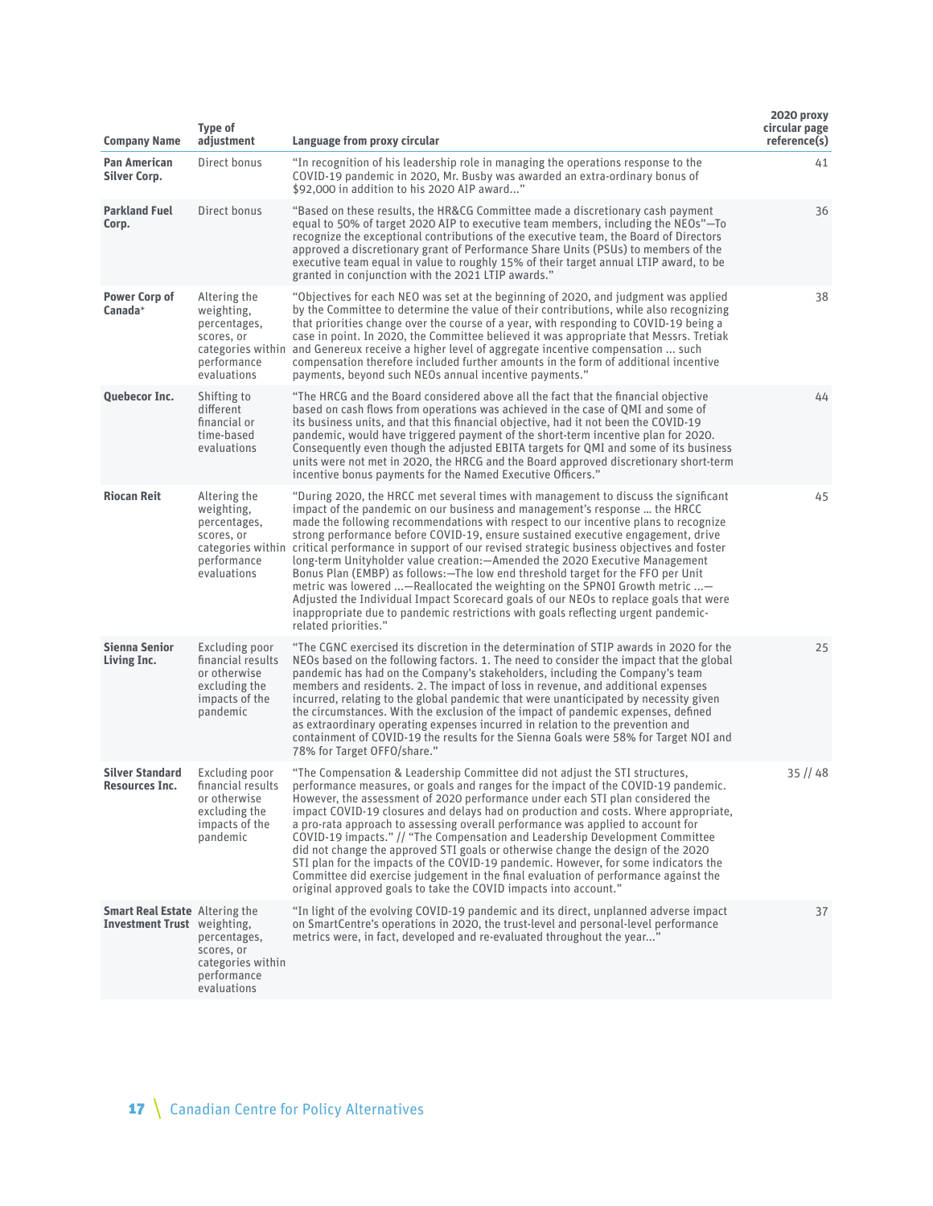| Company Name | Type of adjustment | Language from proxy circular | 2020 proxy circular page reference(s) |
|---|---|---|---|
| **Pan American Silver Corp.** | Direct bonus | "In recognition of his leadership role in managing the operations response to the COVID-19 pandemic in 2020, Mr. Busby was awarded an extra-ordinary bonus of $92,000 in addition to his 2020 AIP award..." | 41 |
| **Parkland Fuel Corp.** | Direct bonus | "Based on these results, the HR&CG Committee made a discretionary cash payment equal to 50% of target 2020 AIP to executive team members, including the NEOs"—To recognize the exceptional contributions of the executive team, the Board of Directors approved a discretionary grant of Performance Share Units (PSUs) to members of the executive team equal in value to roughly 15% of their target annual LTIP award, to be granted in conjunction with the 2021 LTIP awards." | 36 |
| **Power Corp of Canada*** | Altering the weighting, percentages, scores, or categories within performance evaluations | "Objectives for each NEO was set at the beginning of 2020, and judgment was applied by the Committee to determine the value of their contributions, while also recognizing that priorities change over the course of a year, with responding to COVID-19 being a case in point. In 2020, the Committee believed it was appropriate that Messrs. Tretiak and Genereux receive a higher level of aggregate incentive compensation ... such compensation therefore included further amounts in the form of additional incentive payments, beyond such NEOs annual incentive payments." | 38 |
| **Quebecor Inc.** | Shifting to different financial or time-based evaluations | "The HRCG and the Board considered above all the fact that the financial objective based on cash flows from operations was achieved in the case of QMI and some of its business units, and that this financial objective, had it not been the COVID-19 pandemic, would have triggered payment of the short-term incentive plan for 2020. Consequently even though the adjusted EBITA targets for QMI and some of its business units were not met in 2020, the HRCG and the Board approved discretionary short-term incentive bonus payments for the Named Executive Officers." | 44 |
| **Riocan Reit** | Altering the weighting, percentages, scores, or categories within performance evaluations | "During 2020, the HRCC met several times with management to discuss the significant impact of the pandemic on our business and management's response ... the HRCC made the following recommendations with respect to our incentive plans to recognize strong performance before COVID-19, ensure sustained executive engagement, drive critical performance in support of our revised strategic business objectives and foster long-term Unityholder value creation:—Amended the 2020 Executive Management Bonus Plan (EMBP) as follows:—The low end threshold target for the FFO per Unit metric was lowered ...—Reallocated the weighting on the SPNOI Growth metric ...—Adjusted the Individual Impact Scorecard goals of our NEOs to replace goals that were inappropriate due to pandemic restrictions with goals reflecting urgent pandemic-related priorities." | 45 |
| **Sienna Senior Living Inc.** | Excluding poor financial results or otherwise excluding the impacts of the pandemic | "The CGNC exercised its discretion in the determination of STIP awards in 2020 for the NEOs based on the following factors. 1. The need to consider the impact that the global pandemic has had on the Company's stakeholders, including the Company's team members and residents. 2. The impact of loss in revenue, and additional expenses incurred, relating to the global pandemic that were unanticipated by necessity given the circumstances. With the exclusion of the impact of pandemic expenses, defined as extraordinary operating expenses incurred in relation to the prevention and containment of COVID-19 the results for the Sienna Goals were 58% for Target NOI and 78% for Target OFFO/share." | 25 |
| **Silver Standard Resources Inc.** | Excluding poor financial results or otherwise excluding the impacts of the pandemic | "The Compensation & Leadership Committee did not adjust the STI structures, performance measures, or goals and ranges for the impact of the COVID-19 pandemic. However, the assessment of 2020 performance under each STI plan considered the impact COVID-19 closures and delays had on production and costs. Where appropriate, a pro-rata approach to assessing overall performance was applied to account for COVID-19 impacts." // "The Compensation and Leadership Development Committee did not change the approved STI goals or otherwise change the design of the 2020 STI plan for the impacts of the COVID-19 pandemic. However, for some indicators the Committee did exercise judgement in the final evaluation of performance against the original approved goals to take the COVID impacts into account." | 35 // 48 |
| **Smart Real Estate Investment Trust** | Altering the weighting, percentages, scores, or categories within performance evaluations | "In light of the evolving COVID-19 pandemic and its direct, unplanned adverse impact on SmartCentre's operations in 2020, the trust-level and personal-level performance metrics were, in fact, developed and re-evaluated throughout the year..." | 37 |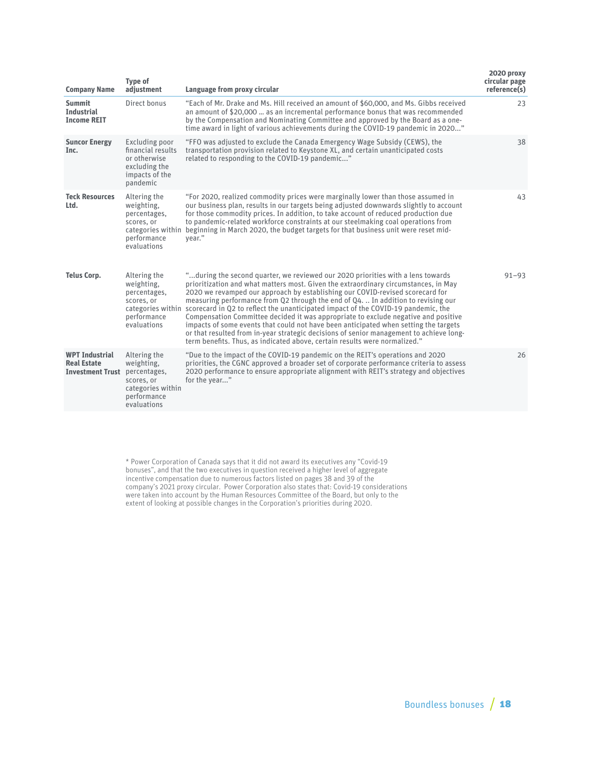| Company Name | Type of adjustment | Language from proxy circular | 2020 proxy circular page reference(s) |
|---|---|---|---|
| **Summit Industrial Income REIT** | Direct bonus | "Each of Mr. Drake and Ms. Hill received an amount of $60,000, and Ms. Gibbs received an amount of $20,000 … as an incremental performance bonus that was recommended by the Compensation and Nominating Committee and approved by the Board as a one-time award in light of various achievements during the COVID-19 pandemic in 2020…" | 23 |
| **Suncor Energy Inc.** | Excluding poor financial results or otherwise excluding the impacts of the pandemic | "FFO was adjusted to exclude the Canada Emergency Wage Subsidy (CEWS), the transportation provision related to Keystone XL, and certain unanticipated costs related to responding to the COVID-19 pandemic…" | 38 |
| **Teck Resources Ltd.** | Altering the weighting, percentages, scores, or categories within performance evaluations | "For 2020, realized commodity prices were marginally lower than those assumed in our business plan, results in our targets being adjusted downwards slightly to account for those commodity prices. In addition, to take account of reduced production due to pandemic-related workforce constraints at our steelmaking coal operations from beginning in March 2020, the budget targets for that business unit were reset mid-year." | 43 |
| **Telus Corp.** | Altering the weighting, percentages, scores, or categories within performance evaluations | "…during the second quarter, we reviewed our 2020 priorities with a lens towards prioritization and what matters most. Given the extraordinary circumstances, in May 2020 we revamped our approach by establishing our COVID-revised scorecard for measuring performance from Q2 through the end of Q4. .. In addition to revising our scorecard in Q2 to reflect the unanticipated impact of the COVID-19 pandemic, the Compensation Committee decided it was appropriate to exclude negative and positive impacts of some events that could not have been anticipated when setting the targets or that resulted from in-year strategic decisions of senior management to achieve long-term benefits. Thus, as indicated above, certain results were normalized." | 91–93 |
| **WPT Industrial Real Estate Investment Trust** | Altering the weighting, percentages, scores, or categories within performance evaluations | "Due to the impact of the COVID-19 pandemic on the REIT's operations and 2020 priorities, the CGNC approved a broader set of corporate performance criteria to assess 2020 performance to ensure appropriate alignment with REIT's strategy and objectives for the year…" | 26 |

\* Power Corporation of Canada says that it did not award its executives any "Covid-19 bonuses", and that the two executives in question received a higher level of aggregate incentive compensation due to numerous factors listed on pages 38 and 39 of the company's 2021 proxy circular. Power Corporation also states that: Covid-19 considerations were taken into account by the Human Resources Committee of the Board, but only to the extent of looking at possible changes in the Corporation's priorities during 2020.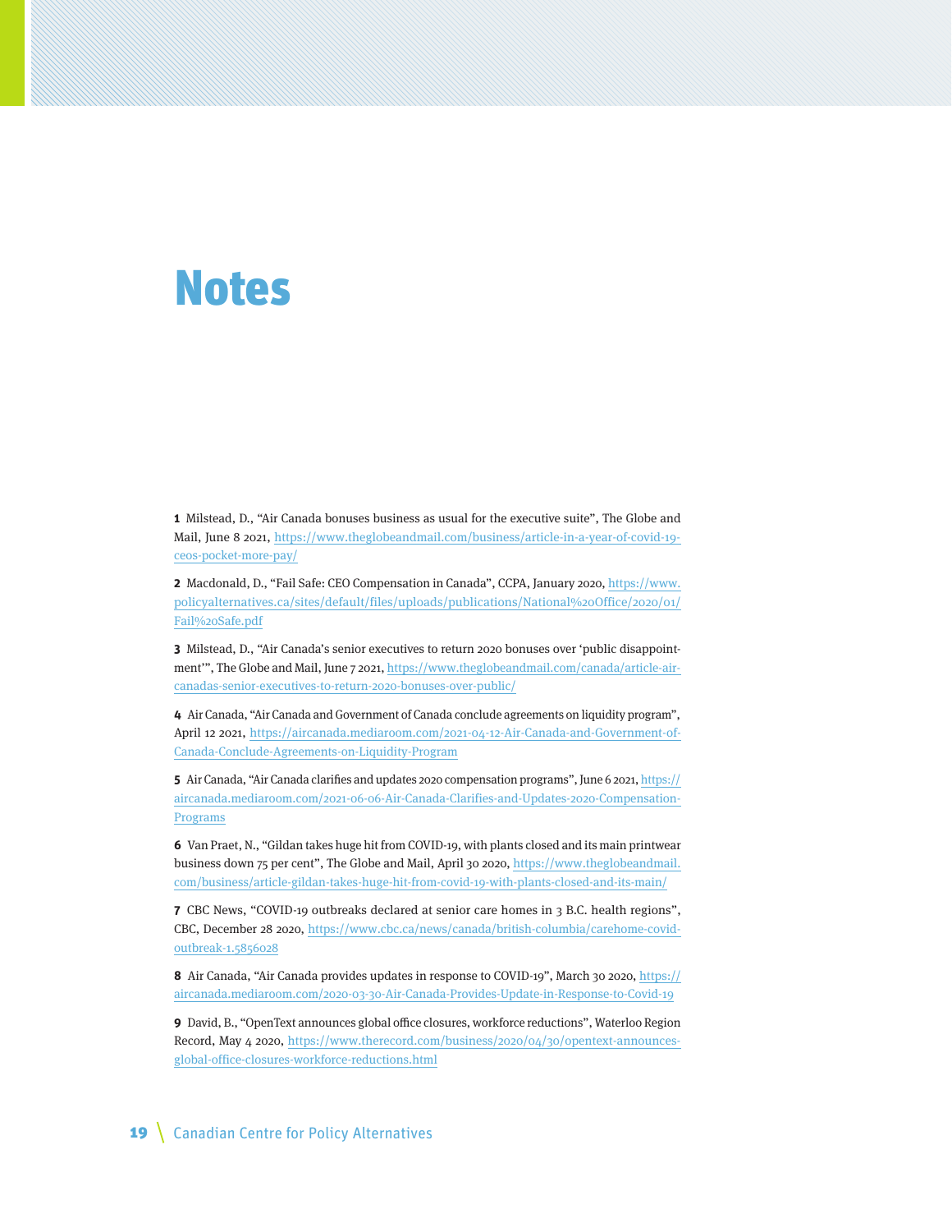# Notes

**1** Milstead, D., "Air Canada bonuses business as usual for the executive suite", The Globe and Mail, June 8 2021, https://www.theglobeandmail.com/business/article-in-a-year-of-covid-19-ceos-pocket-more-pay/

**2** Macdonald, D., "Fail Safe: CEO Compensation in Canada", CCPA, January 2020, https://www.policyalternatives.ca/sites/default/files/uploads/publications/National%20Office/2020/01/Fail%20Safe.pdf

**3** Milstead, D., "Air Canada's senior executives to return 2020 bonuses over 'public disappointment'", The Globe and Mail, June 7 2021, https://www.theglobeandmail.com/canada/article-air-canadas-senior-executives-to-return-2020-bonuses-over-public/

**4** Air Canada, "Air Canada and Government of Canada conclude agreements on liquidity program", April 12 2021, https://aircanada.mediaroom.com/2021-04-12-Air-Canada-and-Government-of-Canada-Conclude-Agreements-on-Liquidity-Program

**5** Air Canada, "Air Canada clarifies and updates 2020 compensation programs", June 6 2021, https://aircanada.mediaroom.com/2021-06-06-Air-Canada-Clarifies-and-Updates-2020-Compensation-Programs

**6** Van Praet, N., "Gildan takes huge hit from COVID-19, with plants closed and its main printwear business down 75 per cent", The Globe and Mail, April 30 2020, https://www.theglobeandmail.com/business/article-gildan-takes-huge-hit-from-covid-19-with-plants-closed-and-its-main/

**7** CBC News, "COVID-19 outbreaks declared at senior care homes in 3 B.C. health regions", CBC, December 28 2020, https://www.cbc.ca/news/canada/british-columbia/carehome-covid-outbreak-1.5856028

**8** Air Canada, "Air Canada provides updates in response to COVID-19", March 30 2020, https://aircanada.mediaroom.com/2020-03-30-Air-Canada-Provides-Update-in-Response-to-Covid-19

**9** David, B., "OpenText announces global office closures, workforce reductions", Waterloo Region Record, May 4 2020, https://www.therecord.com/business/2020/04/30/opentext-announces-global-office-closures-workforce-reductions.html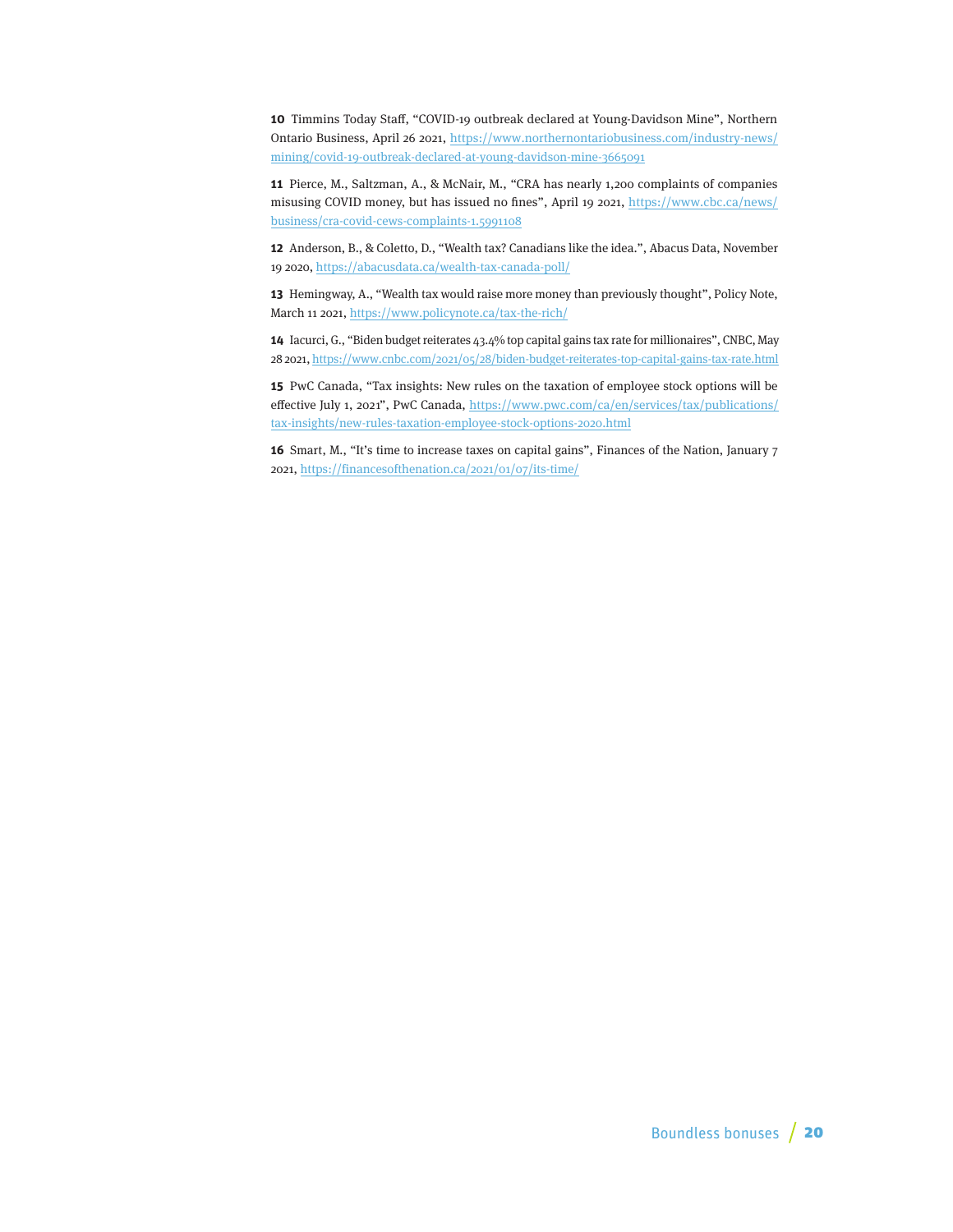**10** Timmins Today Staff, "COVID-19 outbreak declared at Young-Davidson Mine", Northern Ontario Business, April 26 2021, https://www.northernontariobusiness.com/industry-news/mining/covid-19-outbreak-declared-at-young-davidson-mine-3665091

**11** Pierce, M., Saltzman, A., & McNair, M., "CRA has nearly 1,200 complaints of companies misusing COVID money, but has issued no fines", April 19 2021, https://www.cbc.ca/news/business/cra-covid-cews-complaints-1.5991108

**12** Anderson, B., & Coletto, D., "Wealth tax? Canadians like the idea.", Abacus Data, November 19 2020, https://abacusdata.ca/wealth-tax-canada-poll/

**13** Hemingway, A., "Wealth tax would raise more money than previously thought", Policy Note, March 11 2021, https://www.policynote.ca/tax-the-rich/

**14** Iacurci, G., "Biden budget reiterates 43.4% top capital gains tax rate for millionaires", CNBC, May 28 2021, https://www.cnbc.com/2021/05/28/biden-budget-reiterates-top-capital-gains-tax-rate.html

**15** PwC Canada, "Tax insights: New rules on the taxation of employee stock options will be effective July 1, 2021", PwC Canada, https://www.pwc.com/ca/en/services/tax/publications/tax-insights/new-rules-taxation-employee-stock-options-2020.html

**16** Smart, M., "It's time to increase taxes on capital gains", Finances of the Nation, January 7 2021, https://financesofthenation.ca/2021/01/07/its-time/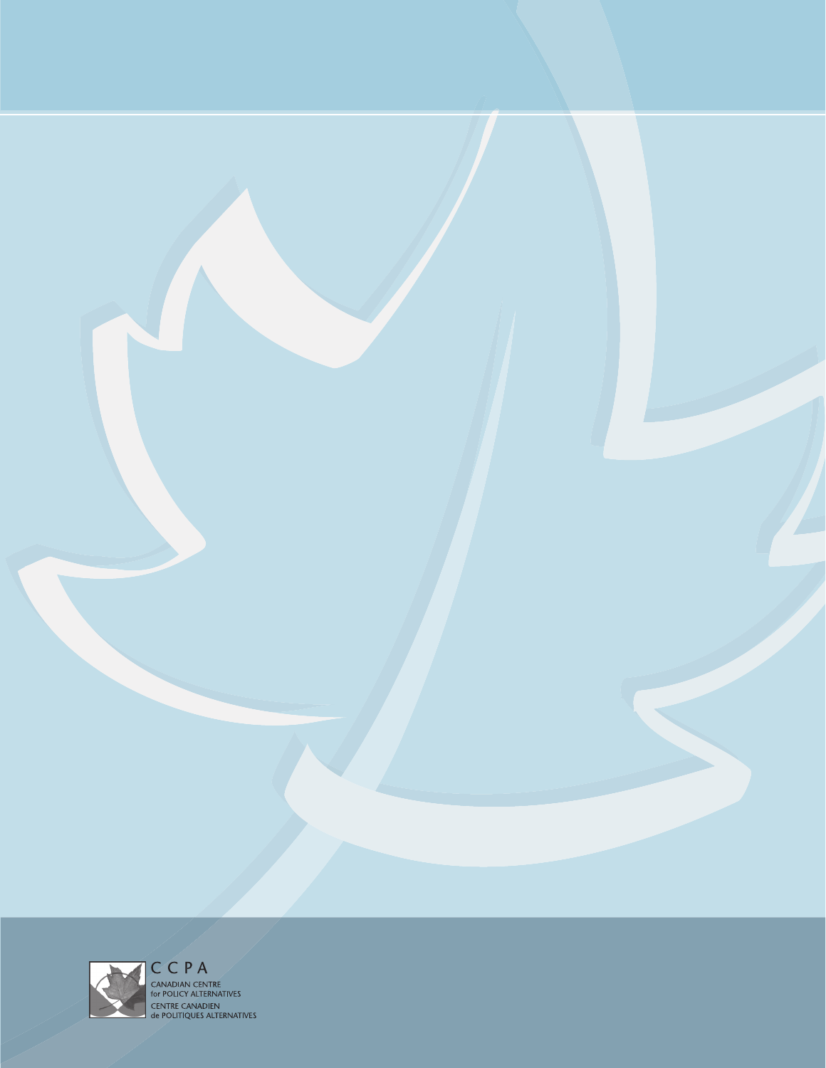CCPA

CANADIAN CENTRE
for POLICY ALTERNATIVES

CENTRE CANADIEN
de POLITIQUES ALTERNATIVES